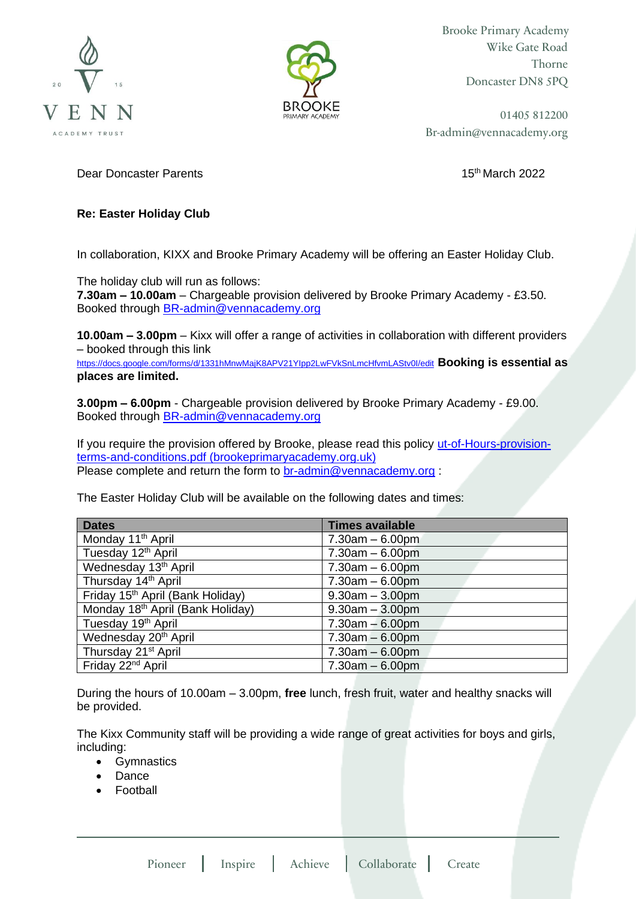Brooke Primary Academy
Wike Gate Road
Thorne
Doncaster DN8 5PQ

01405 812200
Br-admin@vennacademy.org

Dear Doncaster Parents

15th March 2022

**Re: Easter Holiday Club**

In collaboration, KIXX and Brooke Primary Academy will be offering an Easter Holiday Club.

The holiday club will run as follows:
**7.30am – 10.00am** – Chargeable provision delivered by Brooke Primary Academy - £3.50. Booked through BR-admin@vennacademy.org

**10.00am – 3.00pm** – Kixx will offer a range of activities in collaboration with different providers – booked through this link https://docs.google.com/forms/d/1331hMnwMajK8APV21YIpp2LwFVkSnLmcHfvmLAStv0I/edit **Booking is essential as places are limited.**

**3.00pm – 6.00pm** - Chargeable provision delivered by Brooke Primary Academy - £9.00. Booked through BR-admin@vennacademy.org

If you require the provision offered by Brooke, please read this policy ut-of-Hours-provision-terms-and-conditions.pdf (brookeprimaryacademy.org.uk)
Please complete and return the form to br-admin@vennacademy.org :

The Easter Holiday Club will be available on the following dates and times:

| Dates | Times available |
|---|---|
| Monday 11th April | 7.30am – 6.00pm |
| Tuesday 12th April | 7.30am – 6.00pm |
| Wednesday 13th April | 7.30am – 6.00pm |
| Thursday 14th April | 7.30am – 6.00pm |
| Friday 15th April (Bank Holiday) | 9.30am – 3.00pm |
| Monday 18th April (Bank Holiday) | 9.30am – 3.00pm |
| Tuesday 19th April | 7.30am – 6.00pm |
| Wednesday 20th April | 7.30am – 6.00pm |
| Thursday 21st April | 7.30am – 6.00pm |
| Friday 22nd April | 7.30am – 6.00pm |

During the hours of 10.00am – 3.00pm, **free** lunch, fresh fruit, water and healthy snacks will be provided.

The Kixx Community staff will be providing a wide range of great activities for boys and girls, including:

- Gymnastics
- Dance
- Football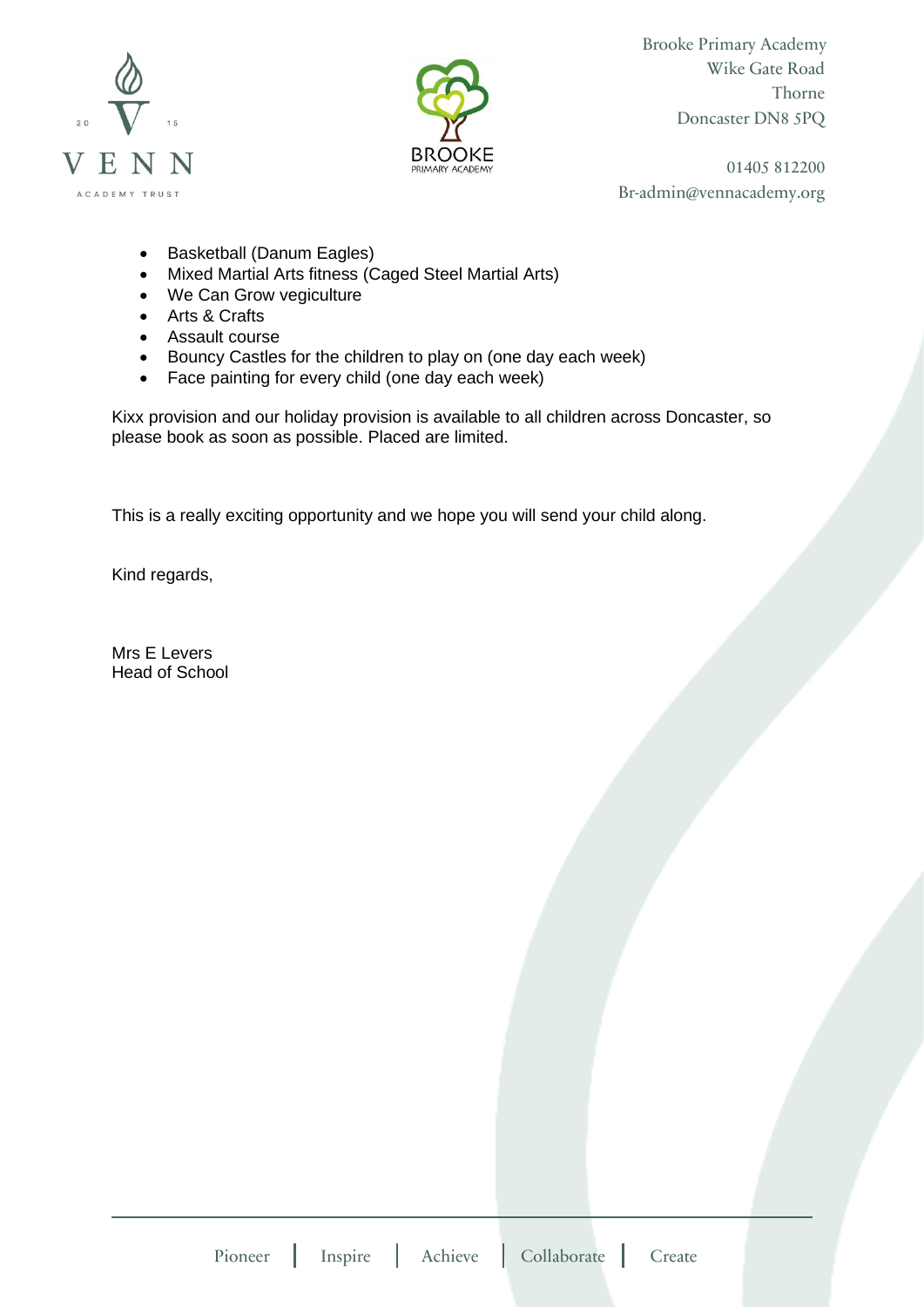- Basketball (Danum Eagles)
- Mixed Martial Arts fitness (Caged Steel Martial Arts)
- We Can Grow vegiculture
- Arts & Crafts
- Assault course
- Bouncy Castles for the children to play on (one day each week)
- Face painting for every child (one day each week)

Kixx provision and our holiday provision is available to all children across Doncaster, so please book as soon as possible. Placed are limited.

This is a really exciting opportunity and we hope you will send your child along.

Kind regards,

Mrs E Levers
Head of School